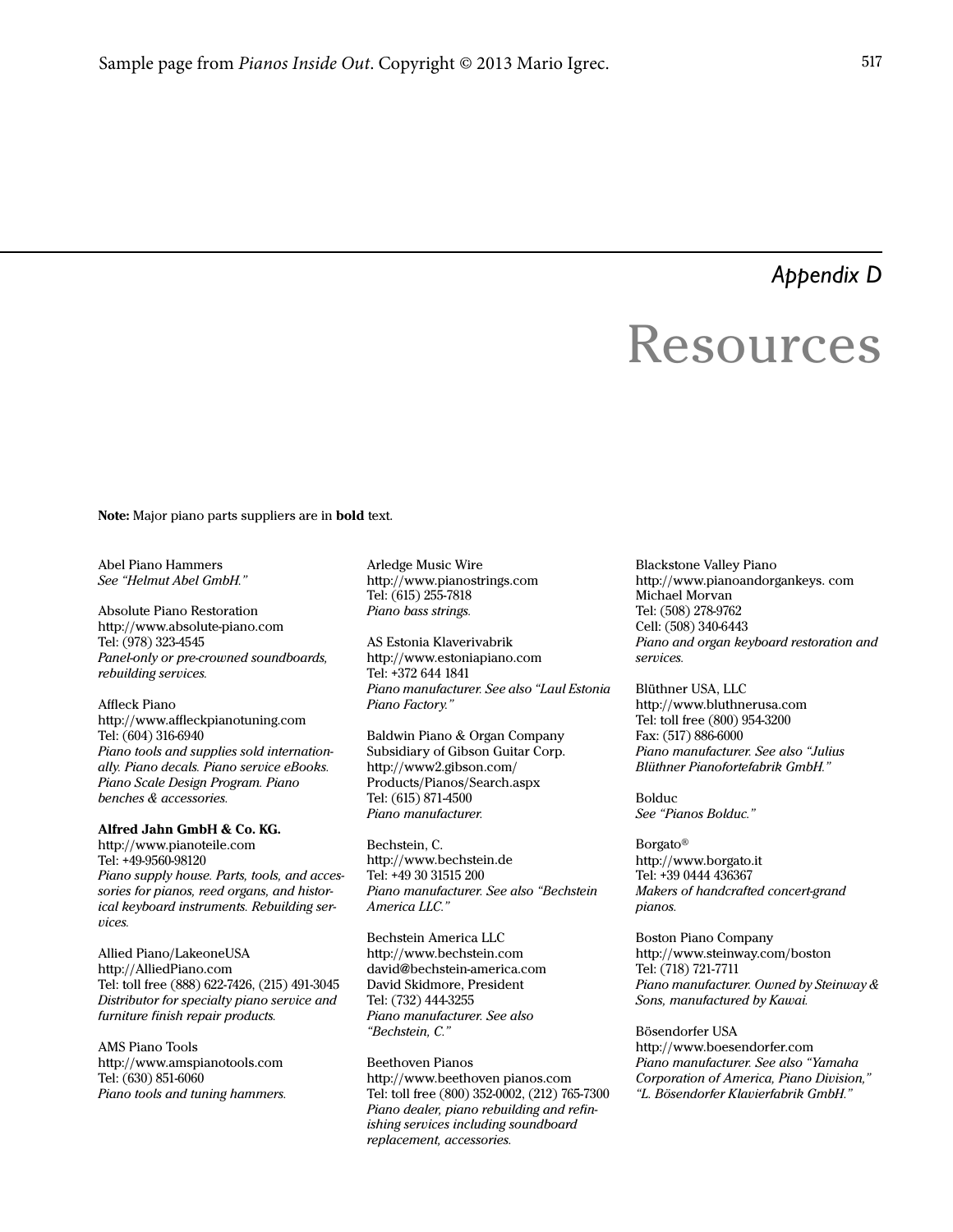# Appendix D

# Resources

**Note:** Major piano parts suppliers are in **bold** text.

Abel Piano Hammers
*See "Helmut Abel GmbH."*

Absolute Piano Restoration
http://www.absolute-piano.com
Tel: (978) 323-4545
*Panel-only or pre-crowned soundboards, rebuilding services.*

Affleck Piano
http://www.affleckpianotuning.com
Tel: (604) 316-6940
*Piano tools and supplies sold internationally. Piano decals. Piano service eBooks. Piano Scale Design Program. Piano benches & accessories.*

**Alfred Jahn GmbH & Co. KG.**
http://www.pianoteile.com
Tel: +49-9560-98120
*Piano supply house. Parts, tools, and accessories for pianos, reed organs, and historical keyboard instruments. Rebuilding services.*

Allied Piano/LakeoneUSA
http://AlliedPiano.com
Tel: toll free (888) 622-7426, (215) 491-3045
*Distributor for specialty piano service and furniture finish repair products.*

AMS Piano Tools
http://www.amspianotools.com
Tel: (630) 851-6060
*Piano tools and tuning hammers.*

Arledge Music Wire
http://www.pianostrings.com
Tel: (615) 255-7818
*Piano bass strings.*

AS Estonia Klaverivabrik
http://www.estoniapiano.com
Tel: +372 644 1841
*Piano manufacturer. See also "Laul Estonia Piano Factory."*

Baldwin Piano & Organ Company
Subsidiary of Gibson Guitar Corp.
http://www2.gibson.com/Products/Pianos/Search.aspx
Tel: (615) 871-4500
*Piano manufacturer.*

Bechstein, C.
http://www.bechstein.de
Tel: +49 30 31515 200
*Piano manufacturer. See also "Bechstein America LLC."*

Bechstein America LLC
http://www.bechstein.com
david@bechstein-america.com
David Skidmore, President
Tel: (732) 444-3255
*Piano manufacturer. See also "Bechstein, C."*

Beethoven Pianos
http://www.beethoven pianos.com
Tel: toll free (800) 352-0002, (212) 765-7300
*Piano dealer, piano rebuilding and refinishing services including soundboard replacement, accessories.*

Blackstone Valley Piano
http://www.pianoandorgankeys. com
Michael Morvan
Tel: (508) 278-9762
Cell: (508) 340-6443
*Piano and organ keyboard restoration and services.*

Blüthner USA, LLC
http://www.bluthnerusa.com
Tel: toll free (800) 954-3200
Fax: (517) 886-6000
*Piano manufacturer. See also "Julius Blüthner Pianofortefabrik GmbH."*

Bolduc
*See "Pianos Bolduc."*

Borgato®
http://www.borgato.it
Tel: +39 0444 436367
*Makers of handcrafted concert-grand pianos.*

Boston Piano Company
http://www.steinway.com/boston
Tel: (718) 721-7711
*Piano manufacturer. Owned by Steinway & Sons, manufactured by Kawai.*

Bösendorfer USA
http://www.boesendorfer.com
*Piano manufacturer. See also "Yamaha Corporation of America, Piano Division," "L. Bösendorfer Klavierfabrik GmbH."*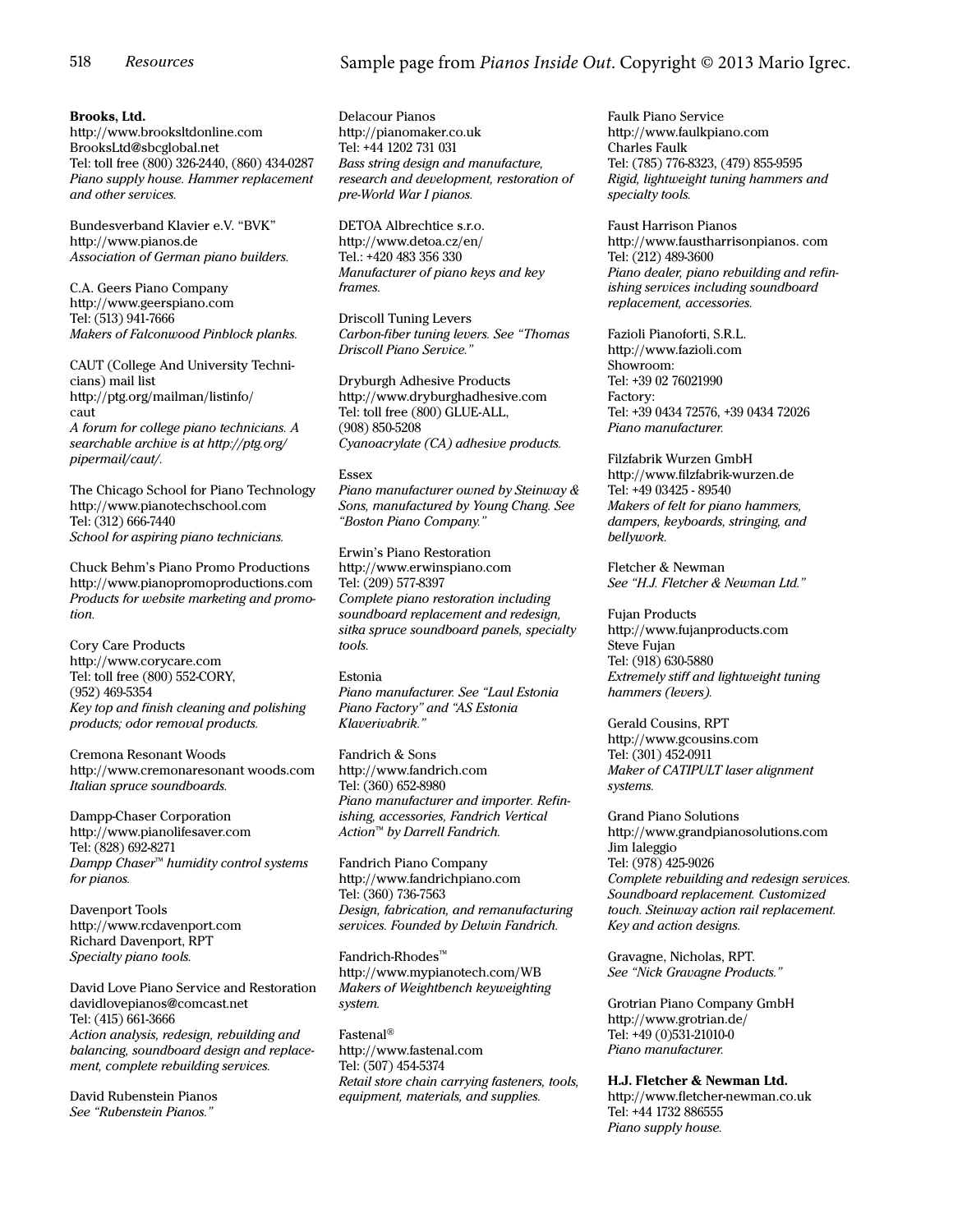**Brooks, Ltd.**
http://www.brooksltdonline.com
BrooksLtd@sbcglobal.net
Tel: toll free (800) 326-2440, (860) 434-0287
*Piano supply house. Hammer replacement and other services.*

Bundesverband Klavier e.V. "BVK"
http://www.pianos.de
*Association of German piano builders.*

C.A. Geers Piano Company
http://www.geerspiano.com
Tel: (513) 941-7666
*Makers of Falconwood Pinblock planks.*

CAUT (College And University Technicians) mail list
http://ptg.org/mailman/listinfo/caut
*A forum for college piano technicians. A searchable archive is at http://ptg.org/pipermail/caut/.*

The Chicago School for Piano Technology
http://www.pianotechschool.com
Tel: (312) 666-7440
*School for aspiring piano technicians.*

Chuck Behm's Piano Promo Productions
http://www.pianopromoproductions.com
*Products for website marketing and promotion.*

Cory Care Products
http://www.corycare.com
Tel: toll free (800) 552-CORY, (952) 469-5354
*Key top and finish cleaning and polishing products; odor removal products.*

Cremona Resonant Woods
http://www.cremonaresonant woods.com
*Italian spruce soundboards.*

Dampp-Chaser Corporation
http://www.pianolifesaver.com
Tel: (828) 692-8271
*Dampp Chaser™ humidity control systems for pianos.*

Davenport Tools
http://www.rcdavenport.com
Richard Davenport, RPT
*Specialty piano tools.*

David Love Piano Service and Restoration
davidlovepianos@comcast.net
Tel: (415) 661-3666
*Action analysis, redesign, rebuilding and balancing, soundboard design and replacement, complete rebuilding services.*

David Rubenstein Pianos
*See "Rubenstein Pianos."*

Delacour Pianos
http://pianomaker.co.uk
Tel: +44 1202 731 031
*Bass string design and manufacture, research and development, restoration of pre-World War I pianos.*

DETOA Albrechtice s.r.o.
http://www.detoa.cz/en/
Tel.: +420 483 356 330
*Manufacturer of piano keys and key frames.*

Driscoll Tuning Levers
*Carbon-fiber tuning levers. See "Thomas Driscoll Piano Service."*

Dryburgh Adhesive Products
http://www.dryburghadhesive.com
Tel: toll free (800) GLUE-ALL, (908) 850-5208
*Cyanoacrylate (CA) adhesive products.*

Essex
*Piano manufacturer owned by Steinway & Sons, manufactured by Young Chang. See "Boston Piano Company."*

Erwin's Piano Restoration
http://www.erwinspiano.com
Tel: (209) 577-8397
*Complete piano restoration including soundboard replacement and redesign, sitka spruce soundboard panels, specialty tools.*

Estonia
*Piano manufacturer. See "Laul Estonia Piano Factory" and "AS Estonia Klaverivabrik."*

Fandrich & Sons
http://www.fandrich.com
Tel: (360) 652-8980
*Piano manufacturer and importer. Refinishing, accessories, Fandrich Vertical Action™ by Darrell Fandrich.*

Fandrich Piano Company
http://www.fandrichpiano.com
Tel: (360) 736-7563
*Design, fabrication, and remanufacturing services. Founded by Delwin Fandrich.*

Fandrich-Rhodes™
http://www.mypianotech.com/WB
*Makers of Weightbench keyweighting system.*

Fastenal®
http://www.fastenal.com
Tel: (507) 454-5374
*Retail store chain carrying fasteners, tools, equipment, materials, and supplies.*

Faulk Piano Service
http://www.faulkpiano.com
Charles Faulk
Tel: (785) 776-8323, (479) 855-9595
*Rigid, lightweight tuning hammers and specialty tools.*

Faust Harrison Pianos
http://www.faustharrisonpianos. com
Tel: (212) 489-3600
*Piano dealer, piano rebuilding and refinishing services including soundboard replacement, accessories.*

Fazioli Pianoforti, S.R.L.
http://www.fazioli.com
Showroom:
Tel: +39 02 76021990
Factory:
Tel: +39 0434 72576, +39 0434 72026
*Piano manufacturer.*

Filzfabrik Wurzen GmbH
http://www.filzfabrik-wurzen.de
Tel: +49 03425 - 89540
*Makers of felt for piano hammers, dampers, keyboards, stringing, and bellywork.*

Fletcher & Newman
*See "H.J. Fletcher & Newman Ltd."*

Fujan Products
http://www.fujanproducts.com
Steve Fujan
Tel: (918) 630-5880
*Extremely stiff and lightweight tuning hammers (levers).*

Gerald Cousins, RPT
http://www.gcousins.com
Tel: (301) 452-0911
*Maker of CATIPULT laser alignment systems.*

Grand Piano Solutions
http://www.grandpianosolutions.com
Jim Ialeggio
Tel: (978) 425-9026
*Complete rebuilding and redesign services. Soundboard replacement. Customized touch. Steinway action rail replacement. Key and action designs.*

Gravagne, Nicholas, RPT.
*See "Nick Gravagne Products."*

Grotrian Piano Company GmbH
http://www.grotrian.de/
Tel: +49 (0)531-21010-0
*Piano manufacturer.*

**H.J. Fletcher & Newman Ltd.**
http://www.fletcher-newman.co.uk
Tel: +44 1732 886555
*Piano supply house.*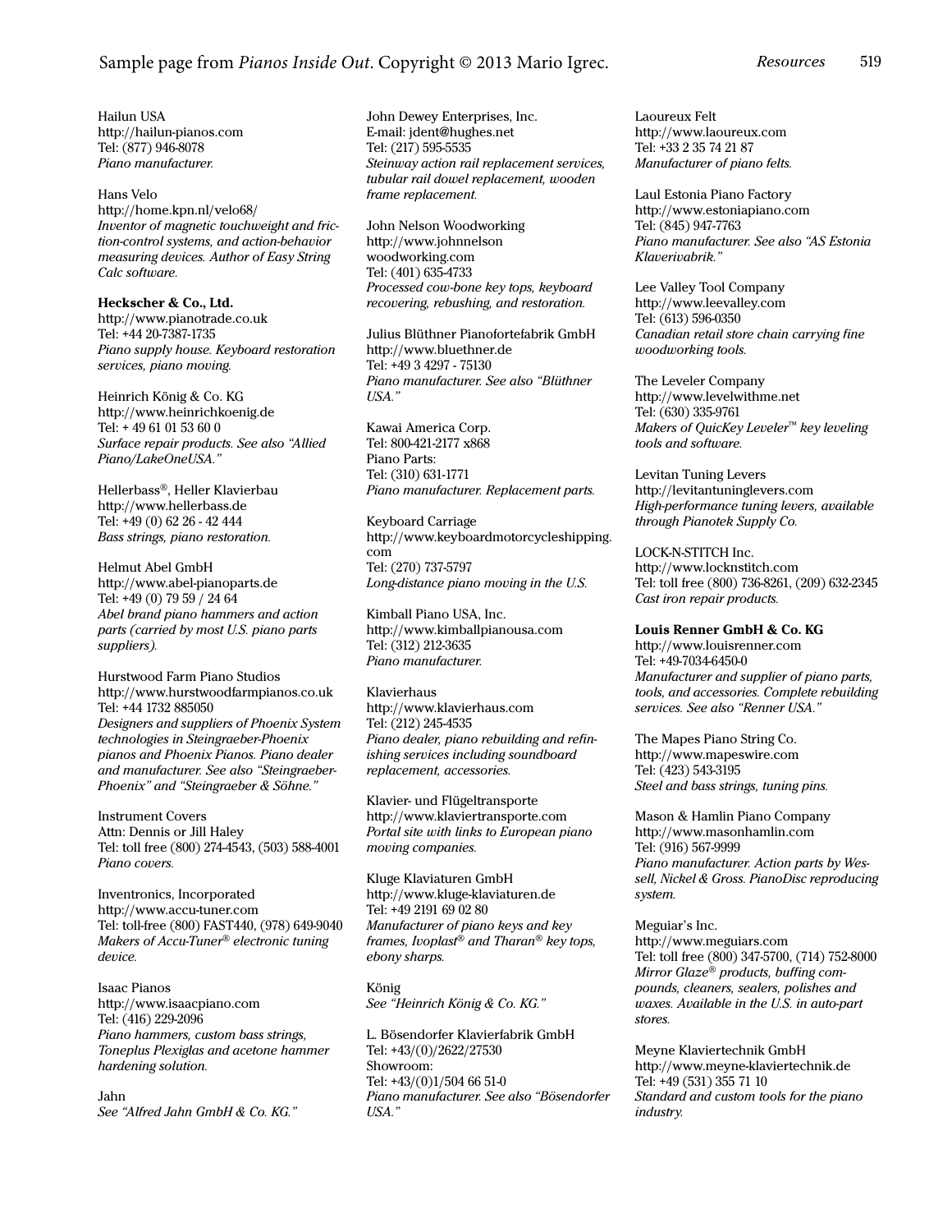Hailun USA
http://hailun-pianos.com
Tel: (877) 946-8078
*Piano manufacturer.*

Hans Velo
http://home.kpn.nl/velo68/
*Inventor of magnetic touchweight and friction-control systems, and action-behavior measuring devices. Author of Easy String Calc software.*

**Heckscher & Co., Ltd.**
http://www.pianotrade.co.uk
Tel: +44 20-7387-1735
*Piano supply house. Keyboard restoration services, piano moving.*

Heinrich König & Co. KG
http://www.heinrichkoenig.de
Tel: + 49 61 01 53 60 0
*Surface repair products. See also "Allied Piano/LakeOneUSA."*

Hellerbass®, Heller Klavierbau
http://www.hellerbass.de
Tel: +49 (0) 62 26 - 42 444
*Bass strings, piano restoration.*

Helmut Abel GmbH
http://www.abel-pianoparts.de
Tel: +49 (0) 79 59 / 24 64
*Abel brand piano hammers and action parts (carried by most U.S. piano parts suppliers).*

Hurstwood Farm Piano Studios
http://www.hurstwoodfarmpianos.co.uk
Tel: +44 1732 885050
*Designers and suppliers of Phoenix System technologies in Steingraeber-Phoenix pianos and Phoenix Pianos. Piano dealer and manufacturer. See also "Steingraeber-Phoenix" and "Steingraeber & Söhne."*

Instrument Covers
Attn: Dennis or Jill Haley
Tel: toll free (800) 274-4543, (503) 588-4001
*Piano covers.*

Inventronics, Incorporated
http://www.accu-tuner.com
Tel: toll-free (800) FAST440, (978) 649-9040
*Makers of Accu-Tuner® electronic tuning device.*

Isaac Pianos
http://www.isaacpiano.com
Tel: (416) 229-2096
*Piano hammers, custom bass strings, Toneplus Plexiglas and acetone hammer hardening solution.*

Jahn
*See "Alfred Jahn GmbH & Co. KG."*

John Dewey Enterprises, Inc.
E-mail: jdent@hughes.net
Tel: (217) 595-5535
*Steinway action rail replacement services, tubular rail dowel replacement, wooden frame replacement.*

John Nelson Woodworking
http://www.johnnelson woodworking.com
Tel: (401) 635-4733
*Processed cow-bone key tops, keyboard recovering, rebushing, and restoration.*

Julius Blüthner Pianofortefabrik GmbH
http://www.bluethner.de
Tel: +49 3 4297 - 75130
*Piano manufacturer. See also "Blüthner USA."*

Kawai America Corp.
Tel: 800-421-2177 x868
Piano Parts:
Tel: (310) 631-1771
*Piano manufacturer. Replacement parts.*

Keyboard Carriage
http://www.keyboardmotorcycleshipping.com
Tel: (270) 737-5797
*Long-distance piano moving in the U.S.*

Kimball Piano USA, Inc.
http://www.kimballpianousa.com
Tel: (312) 212-3635
*Piano manufacturer.*

Klavierhaus
http://www.klavierhaus.com
Tel: (212) 245-4535
*Piano dealer, piano rebuilding and refinishing services including soundboard replacement, accessories.*

Klavier- und Flügeltransporte
http://www.klaviertransporte.com
*Portal site with links to European piano moving companies.*

Kluge Klaviaturen GmbH
http://www.kluge-klaviaturen.de
Tel: +49 2191 69 02 80
*Manufacturer of piano keys and key frames, Ivoplast® and Tharan® key tops, ebony sharps.*

König
*See "Heinrich König & Co. KG."*

L. Bösendorfer Klavierfabrik GmbH
Tel: +43/(0)/2622/27530
Showroom:
Tel: +43/(0)1/504 66 51-0
*Piano manufacturer. See also "Bösendorfer USA."*

Laoureux Felt
http://www.laoureux.com
Tel: +33 2 35 74 21 87
*Manufacturer of piano felts.*

Laul Estonia Piano Factory
http://www.estoniapiano.com
Tel: (845) 947-7763
*Piano manufacturer. See also "AS Estonia Klaverivabrik."*

Lee Valley Tool Company
http://www.leevalley.com
Tel: (613) 596-0350
*Canadian retail store chain carrying fine woodworking tools.*

The Leveler Company
http://www.levelwithme.net
Tel: (630) 335-9761
*Makers of QuicKey Leveler™ key leveling tools and software.*

Levitan Tuning Levers
http://levitantuninglevers.com
*High-performance tuning levers, available through Pianotek Supply Co.*

LOCK-N-STITCH Inc.
http://www.locknstitch.com
Tel: toll free (800) 736-8261, (209) 632-2345
*Cast iron repair products.*

**Louis Renner GmbH & Co. KG**
http://www.louisrenner.com
Tel: +49-7034-6450-0
*Manufacturer and supplier of piano parts, tools, and accessories. Complete rebuilding services. See also "Renner USA."*

The Mapes Piano String Co.
http://www.mapeswire.com
Tel: (423) 543-3195
*Steel and bass strings, tuning pins.*

Mason & Hamlin Piano Company
http://www.masonhamlin.com
Tel: (916) 567-9999
*Piano manufacturer. Action parts by Wessell, Nickel & Gross. PianoDisc reproducing system.*

Meguiar's Inc.
http://www.meguiars.com
Tel: toll free (800) 347-5700, (714) 752-8000
*Mirror Glaze® products, buffing compounds, cleaners, sealers, polishes and waxes. Available in the U.S. in auto-part stores.*

Meyne Klaviertechnik GmbH
http://www.meyne-klaviertechnik.de
Tel: +49 (531) 355 71 10
*Standard and custom tools for the piano industry.*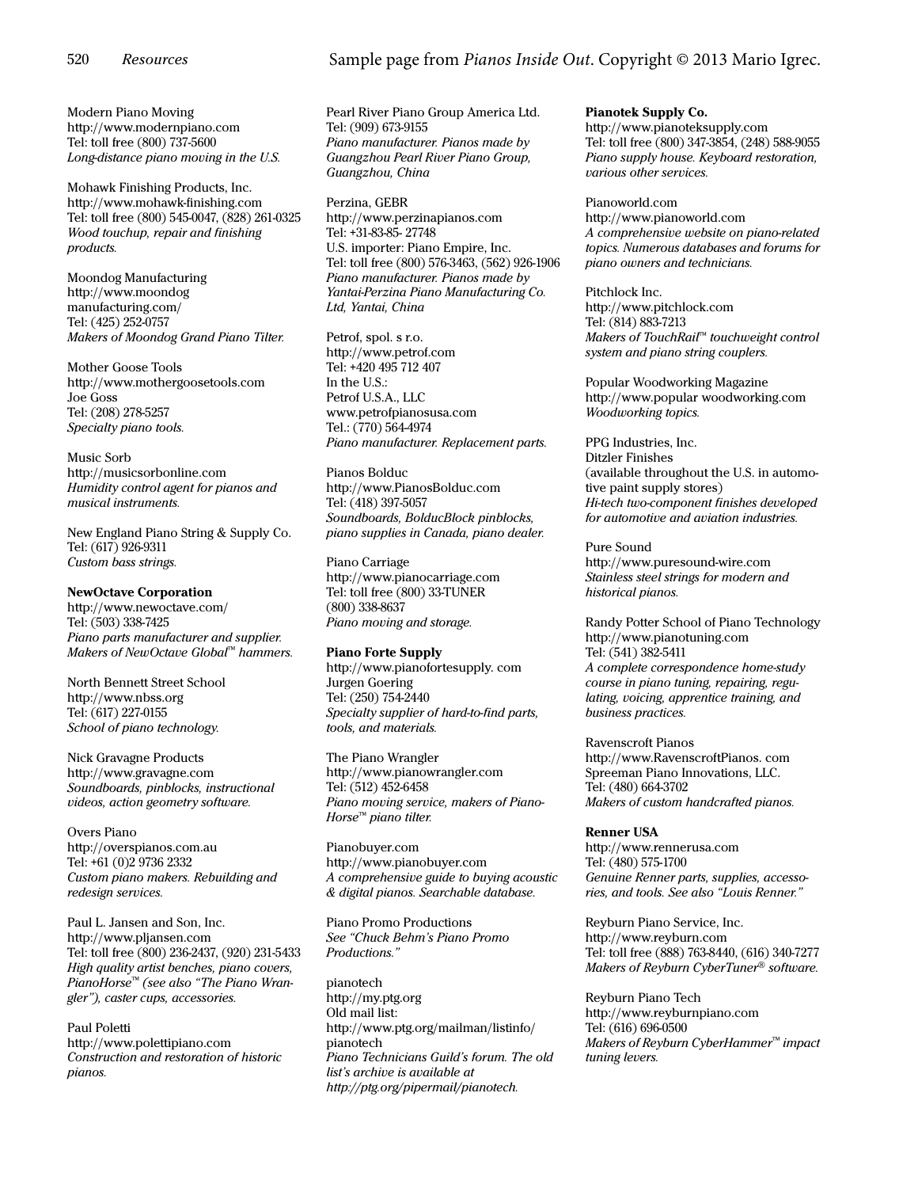Modern Piano Moving
http://www.modernpiano.com
Tel: toll free (800) 737-5600
*Long-distance piano moving in the U.S.*

Mohawk Finishing Products, Inc.
http://www.mohawk-finishing.com
Tel: toll free (800) 545-0047, (828) 261-0325
*Wood touchup, repair and finishing products.*

Moondog Manufacturing
http://www.moondog manufacturing.com/
Tel: (425) 252-0757
*Makers of Moondog Grand Piano Tilter.*

Mother Goose Tools
http://www.mothergoosetools.com
Joe Goss
Tel: (208) 278-5257
*Specialty piano tools.*

Music Sorb
http://musicsorbonline.com
*Humidity control agent for pianos and musical instruments.*

New England Piano String & Supply Co.
Tel: (617) 926-9311
*Custom bass strings.*

**NewOctave Corporation**
http://www.newoctave.com/
Tel: (503) 338-7425
*Piano parts manufacturer and supplier. Makers of NewOctave Global™ hammers.*

North Bennett Street School
http://www.nbss.org
Tel: (617) 227-0155
*School of piano technology.*

Nick Gravagne Products
http://www.gravagne.com
*Soundboards, pinblocks, instructional videos, action geometry software.*

Overs Piano
http://overspianos.com.au
Tel: +61 (0)2 9736 2332
*Custom piano makers. Rebuilding and redesign services.*

Paul L. Jansen and Son, Inc.
http://www.pljansen.com
Tel: toll free (800) 236-2437, (920) 231-5433
*High quality artist benches, piano covers, PianoHorse™ (see also "The Piano Wrangler"), caster cups, accessories.*

Paul Poletti
http://www.polettipiano.com
*Construction and restoration of historic pianos.*

Pearl River Piano Group America Ltd.
Tel: (909) 673-9155
*Piano manufacturer. Pianos made by Guangzhou Pearl River Piano Group, Guangzhou, China*

Perzina, GEBR
http://www.perzinapianos.com
Tel: +31-83-85- 27748
U.S. importer: Piano Empire, Inc.
Tel: toll free (800) 576-3463, (562) 926-1906
*Piano manufacturer. Pianos made by Yantai-Perzina Piano Manufacturing Co. Ltd, Yantai, China*

Petrof, spol. s r.o.
http://www.petrof.com
Tel: +420 495 712 407
In the U.S.:
Petrof U.S.A., LLC
www.petrofpianosusa.com
Tel.: (770) 564-4974
*Piano manufacturer. Replacement parts.*

Pianos Bolduc
http://www.PianosBolduc.com
Tel: (418) 397-5057
*Soundboards, BolducBlock pinblocks, piano supplies in Canada, piano dealer.*

Piano Carriage
http://www.pianocarriage.com
Tel: toll free (800) 33-TUNER
(800) 338-8637
*Piano moving and storage.*

**Piano Forte Supply**
http://www.pianofortesupply. com
Jurgen Goering
Tel: (250) 754-2440
*Specialty supplier of hard-to-find parts, tools, and materials.*

The Piano Wrangler
http://www.pianowrangler.com
Tel: (512) 452-6458
*Piano moving service, makers of Piano-Horse™ piano tilter.*

Pianobuyer.com
http://www.pianobuyer.com
*A comprehensive guide to buying acoustic & digital pianos. Searchable database.*

Piano Promo Productions
*See "Chuck Behm's Piano Promo Productions."*

pianotech
http://my.ptg.org
Old mail list:
http://www.ptg.org/mailman/listinfo/pianotech
*Piano Technicians Guild's forum. The old list's archive is available at http://ptg.org/pipermail/pianotech.*

**Pianotek Supply Co.**
http://www.pianoteksupply.com
Tel: toll free (800) 347-3854, (248) 588-9055
*Piano supply house. Keyboard restoration, various other services.*

Pianoworld.com
http://www.pianoworld.com
*A comprehensive website on piano-related topics. Numerous databases and forums for piano owners and technicians.*

Pitchlock Inc.
http://www.pitchlock.com
Tel: (814) 883-7213
*Makers of TouchRail™ touchweight control system and piano string couplers.*

Popular Woodworking Magazine
http://www.popular woodworking.com
*Woodworking topics.*

PPG Industries, Inc.
Ditzler Finishes
(available throughout the U.S. in automotive paint supply stores)
*Hi-tech two-component finishes developed for automotive and aviation industries.*

Pure Sound
http://www.puresound-wire.com
*Stainless steel strings for modern and historical pianos.*

Randy Potter School of Piano Technology
http://www.pianotuning.com
Tel: (541) 382-5411
*A complete correspondence home-study course in piano tuning, repairing, regulating, voicing, apprentice training, and business practices.*

Ravenscroft Pianos
http://www.RavenscroftPianos. com
Spreeman Piano Innovations, LLC.
Tel: (480) 664-3702
*Makers of custom handcrafted pianos.*

**Renner USA**
http://www.rennerusa.com
Tel: (480) 575-1700
*Genuine Renner parts, supplies, accessories, and tools. See also "Louis Renner."*

Reyburn Piano Service, Inc.
http://www.reyburn.com
Tel: toll free (888) 763-8440, (616) 340-7277
*Makers of Reyburn CyberTuner® software.*

Reyburn Piano Tech
http://www.reyburnpiano.com
Tel: (616) 696-0500
*Makers of Reyburn CyberHammer™ impact tuning levers.*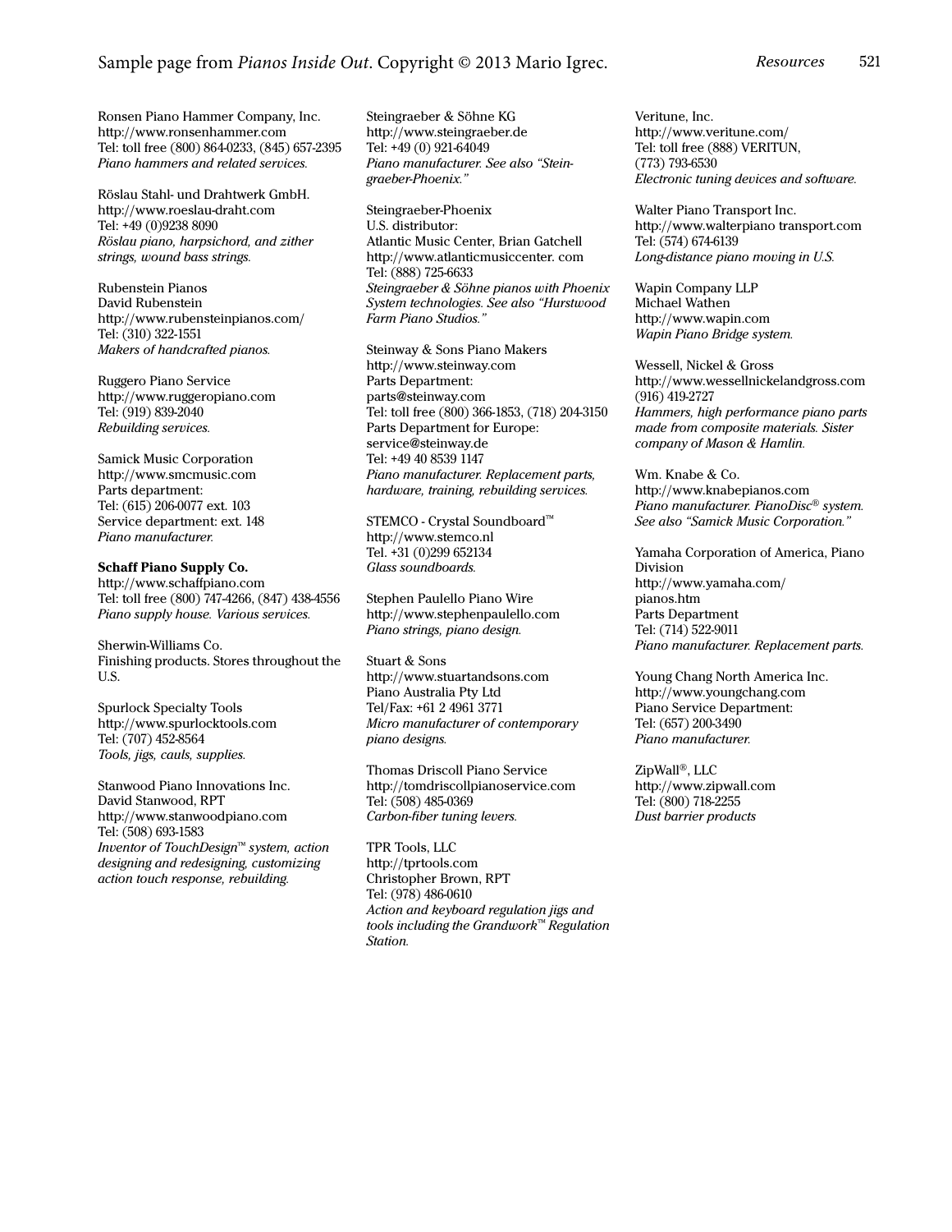Ronsen Piano Hammer Company, Inc.
http://www.ronsenhammer.com
Tel: toll free (800) 864-0233, (845) 657-2395
*Piano hammers and related services.*

Röslau Stahl- und Drahtwerk GmbH.
http://www.roeslau-draht.com
Tel: +49 (0)9238 8090
*Röslau piano, harpsichord, and zither strings, wound bass strings.*

Rubenstein Pianos
David Rubenstein
http://www.rubensteinpianos.com/
Tel: (310) 322-1551
*Makers of handcrafted pianos.*

Ruggero Piano Service
http://www.ruggeropiano.com
Tel: (919) 839-2040
*Rebuilding services.*

Samick Music Corporation
http://www.smcmusic.com
Parts department:
Tel: (615) 206-0077 ext. 103
Service department: ext. 148
*Piano manufacturer.*

**Schaff Piano Supply Co.**
http://www.schaffpiano.com
Tel: toll free (800) 747-4266, (847) 438-4556
*Piano supply house. Various services.*

Sherwin-Williams Co.
Finishing products. Stores throughout the U.S.

Spurlock Specialty Tools
http://www.spurlocktools.com
Tel: (707) 452-8564
*Tools, jigs, cauls, supplies.*

Stanwood Piano Innovations Inc.
David Stanwood, RPT
http://www.stanwoodpiano.com
Tel: (508) 693-1583
*Inventor of TouchDesign™ system, action designing and redesigning, customizing action touch response, rebuilding.*

Steingraeber & Söhne KG
http://www.steingraeber.de
Tel: +49 (0) 921-64049
*Piano manufacturer. See also "Steingraeber-Phoenix."*

Steingraeber-Phoenix
U.S. distributor:
Atlantic Music Center, Brian Gatchell
http://www.atlanticmusiccenter. com
Tel: (888) 725-6633
*Steingraeber & Söhne pianos with Phoenix System technologies. See also "Hurstwood Farm Piano Studios."*

Steinway & Sons Piano Makers
http://www.steinway.com
Parts Department:
parts@steinway.com
Tel: toll free (800) 366-1853, (718) 204-3150
Parts Department for Europe:
service@steinway.de
Tel: +49 40 8539 1147
*Piano manufacturer. Replacement parts, hardware, training, rebuilding services.*

STEMCO - Crystal Soundboard™
http://www.stemco.nl
Tel. +31 (0)299 652134
*Glass soundboards.*

Stephen Paulello Piano Wire
http://www.stephenpaulello.com
*Piano strings, piano design.*

Stuart & Sons
http://www.stuartandsons.com
Piano Australia Pty Ltd
Tel/Fax: +61 2 4961 3771
*Micro manufacturer of contemporary piano designs.*

Thomas Driscoll Piano Service
http://tomdriscollpianoservice.com
Tel: (508) 485-0369
*Carbon-fiber tuning levers.*

TPR Tools, LLC
http://tprtools.com
Christopher Brown, RPT
Tel: (978) 486-0610
*Action and keyboard regulation jigs and tools including the Grandwork™ Regulation Station.*

Veritune, Inc.
http://www.veritune.com/
Tel: toll free (888) VERITUN,
(773) 793-6530
*Electronic tuning devices and software.*

Walter Piano Transport Inc.
http://www.walterpiano transport.com
Tel: (574) 674-6139
*Long-distance piano moving in U.S.*

Wapin Company LLP
Michael Wathen
http://www.wapin.com
*Wapin Piano Bridge system.*

Wessell, Nickel & Gross
http://www.wessellnickelandgross.com
(916) 419-2727
*Hammers, high performance piano parts made from composite materials. Sister company of Mason & Hamlin.*

Wm. Knabe & Co.
http://www.knabepianos.com
*Piano manufacturer. PianoDisc® system. See also "Samick Music Corporation."*

Yamaha Corporation of America, Piano Division
http://www.yamaha.com/
pianos.htm
Parts Department
Tel: (714) 522-9011
*Piano manufacturer. Replacement parts.*

Young Chang North America Inc.
http://www.youngchang.com
Piano Service Department:
Tel: (657) 200-3490
*Piano manufacturer.*

ZipWall®, LLC
http://www.zipwall.com
Tel: (800) 718-2255
*Dust barrier products*